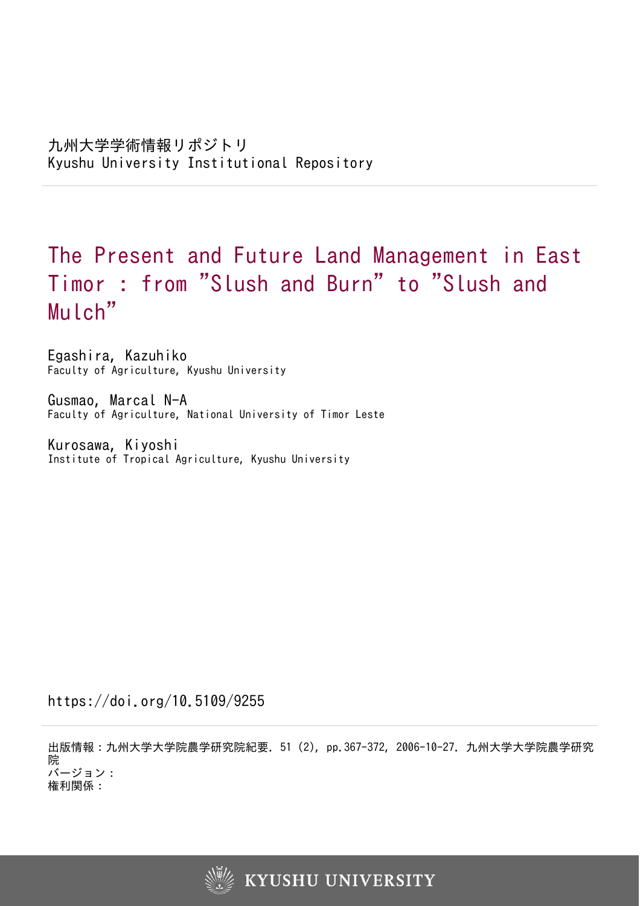九州大学学術情報リポジトリ
Kyushu University Institutional Repository

# The Present and Future Land Management in East Timor : from "Slush and Burn" to "Slush and Mulch"

Egashira, Kazuhiko
Faculty of Agriculture, Kyushu University

Gusmao, Marcal N-A
Faculty of Agriculture, National University of Timor Leste

Kurosawa, Kiyoshi
Institute of Tropical Agriculture, Kyushu University

https://doi.org/10.5109/9255

出版情報：九州大学大学院農学研究院紀要. 51 (2), pp.367-372, 2006-10-27. 九州大学大学院農学研究院
バージョン：
権利関係：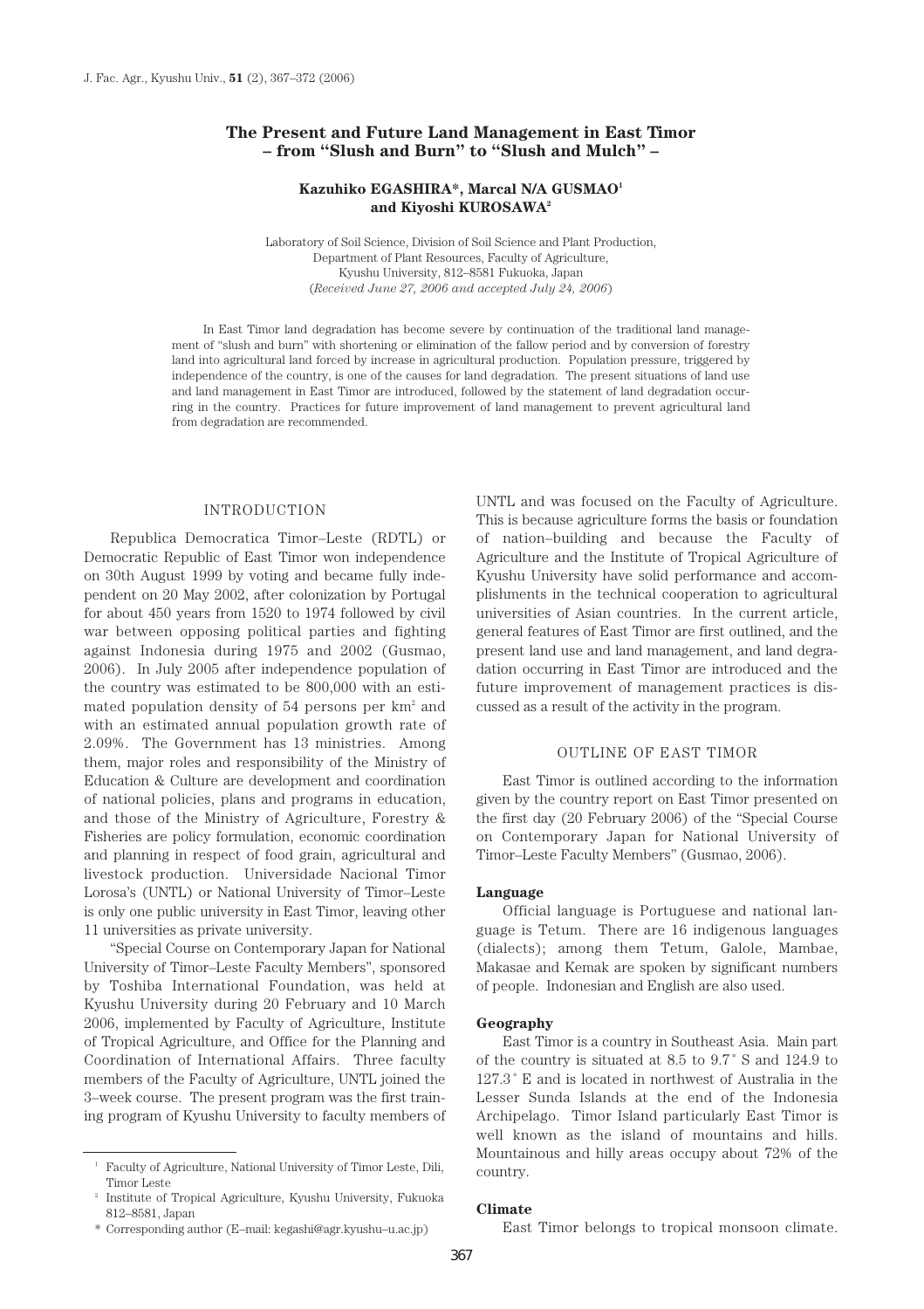# The Present and Future Land Management in East Timor – from "Slush and Burn" to "Slush and Mulch" –

**Kazuhiko EGASHIRA\*, Marcal N/A GUSMAO[1] and Kiyoshi KUROSAWA[2]**

Laboratory of Soil Science, Division of Soil Science and Plant Production,
Department of Plant Resources, Faculty of Agriculture,
Kyushu University, 812–8581 Fukuoka, Japan
(*Received June 27, 2006 and accepted July 24, 2006*)

In East Timor land degradation has become severe by continuation of the traditional land management of "slush and burn" with shortening or elimination of the fallow period and by conversion of forestry land into agricultural land forced by increase in agricultural production. Population pressure, triggered by independence of the country, is one of the causes for land degradation. The present situations of land use and land management in East Timor are introduced, followed by the statement of land degradation occurring in the country. Practices for future improvement of land management to prevent agricultural land from degradation are recommended.

## INTRODUCTION

Republica Democratica Timor–Leste (RDTL) or Democratic Republic of East Timor won independence on 30th August 1999 by voting and became fully independent on 20 May 2002, after colonization by Portugal for about 450 years from 1520 to 1974 followed by civil war between opposing political parties and fighting against Indonesia during 1975 and 2002 (Gusmao, 2006). In July 2005 after independence population of the country was estimated to be 800,000 with an estimated population density of 54 persons per $km^2$ and with an estimated annual population growth rate of 2.09%. The Government has 13 ministries. Among them, major roles and responsibility of the Ministry of Education & Culture are development and coordination of national policies, plans and programs in education, and those of the Ministry of Agriculture, Forestry & Fisheries are policy formulation, economic coordination and planning in respect of food grain, agricultural and livestock production. Universidade Nacional Timor Lorosa's (UNTL) or National University of Timor–Leste is only one public university in East Timor, leaving other 11 universities as private university.

"Special Course on Contemporary Japan for National University of Timor–Leste Faculty Members", sponsored by Toshiba International Foundation, was held at Kyushu University during 20 February and 10 March 2006, implemented by Faculty of Agriculture, Institute of Tropical Agriculture, and Office for the Planning and Coordination of International Affairs. Three faculty members of the Faculty of Agriculture, UNTL joined the 3–week course. The present program was the first training program of Kyushu University to faculty members of UNTL and was focused on the Faculty of Agriculture. This is because agriculture forms the basis or foundation of nation–building and because the Faculty of Agriculture and the Institute of Tropical Agriculture of Kyushu University have solid performance and accomplishments in the technical cooperation to agricultural universities of Asian countries. In the current article, general features of East Timor are first outlined, and the present land use and land management, and land degradation occurring in East Timor are introduced and the future improvement of management practices is discussed as a result of the activity in the program.

## OUTLINE OF EAST TIMOR

East Timor is outlined according to the information given by the country report on East Timor presented on the first day (20 February 2006) of the "Special Course on Contemporary Japan for National University of Timor–Leste Faculty Members" (Gusmao, 2006).

### Language

Official language is Portuguese and national language is Tetum. There are 16 indigenous languages (dialects); among them Tetum, Galole, Mambae, Makasae and Kemak are spoken by significant numbers of people. Indonesian and English are also used.

### Geography

East Timor is a country in Southeast Asia. Main part of the country is situated at 8.5 to 9.7° S and 124.9 to 127.3° E and is located in northwest of Australia in the Lesser Sunda Islands at the end of the Indonesia Archipelago. Timor Island particularly East Timor is well known as the island of mountains and hills. Mountainous and hilly areas occupy about 72% of the country.

### Climate

East Timor belongs to tropical monsoon climate.

---

[1] Faculty of Agriculture, National University of Timor Leste, Dili, Timor Leste

[2] Institute of Tropical Agriculture, Kyushu University, Fukuoka 812–8581, Japan

\* Corresponding author (E–mail: kegashi@agr.kyushu–u.ac.jp)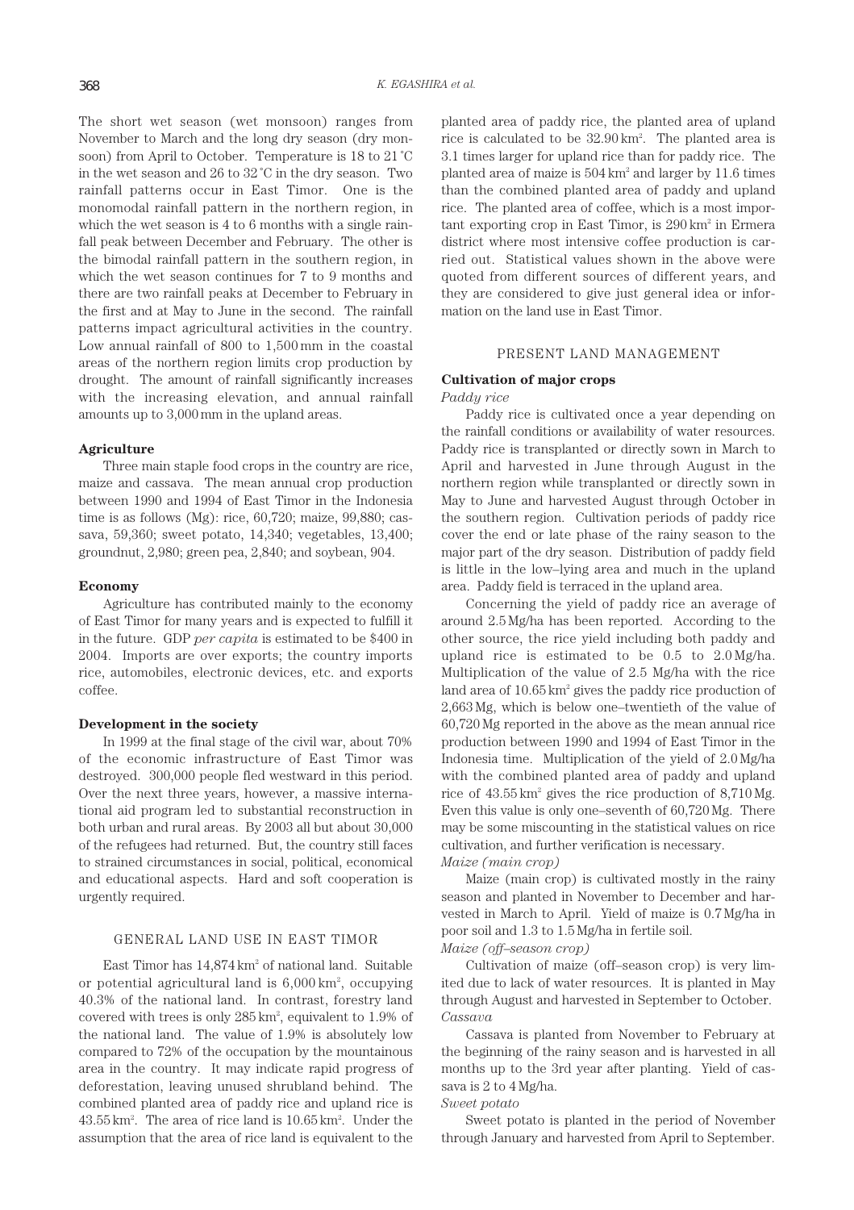The short wet season (wet monsoon) ranges from November to March and the long dry season (dry monsoon) from April to October. Temperature is 18 to 21 ˚C in the wet season and 26 to 32 ˚C in the dry season. Two rainfall patterns occur in East Timor. One is the monomodal rainfall pattern in the northern region, in which the wet season is 4 to 6 months with a single rainfall peak between December and February. The other is the bimodal rainfall pattern in the southern region, in which the wet season continues for 7 to 9 months and there are two rainfall peaks at December to February in the first and at May to June in the second. The rainfall patterns impact agricultural activities in the country. Low annual rainfall of 800 to 1,500 mm in the coastal areas of the northern region limits crop production by drought. The amount of rainfall significantly increases with the increasing elevation, and annual rainfall amounts up to 3,000 mm in the upland areas.

### Agriculture

Three main staple food crops in the country are rice, maize and cassava. The mean annual crop production between 1990 and 1994 of East Timor in the Indonesia time is as follows (Mg): rice, 60,720; maize, 99,880; cassava, 59,360; sweet potato, 14,340; vegetables, 13,400; groundnut, 2,980; green pea, 2,840; and soybean, 904.

### Economy

Agriculture has contributed mainly to the economy of East Timor for many years and is expected to fulfill it in the future. GDP *per capita* is estimated to be $400 in 2004. Imports are over exports; the country imports rice, automobiles, electronic devices, etc. and exports coffee.

### Development in the society

In 1999 at the final stage of the civil war, about 70% of the economic infrastructure of East Timor was destroyed. 300,000 people fled westward in this period. Over the next three years, however, a massive international aid program led to substantial reconstruction in both urban and rural areas. By 2003 all but about 30,000 of the refugees had returned. But, the country still faces to strained circumstances in social, political, economical and educational aspects. Hard and soft cooperation is urgently required.

## GENERAL LAND USE IN EAST TIMOR

East Timor has 14,874 km$^2$ of national land. Suitable or potential agricultural land is 6,000 km$^2$, occupying 40.3% of the national land. In contrast, forestry land covered with trees is only 285 km$^2$, equivalent to 1.9% of the national land. The value of 1.9% is absolutely low compared to 72% of the occupation by the mountainous area in the country. It may indicate rapid progress of deforestation, leaving unused shrubland behind. The combined planted area of paddy rice and upland rice is 43.55 km$^2$. The area of rice land is 10.65 km$^2$. Under the assumption that the area of rice land is equivalent to the planted area of paddy rice, the planted area of upland rice is calculated to be 32.90 km$^2$. The planted area is 3.1 times larger for upland rice than for paddy rice. The planted area of maize is 504 km$^2$ and larger by 11.6 times than the combined planted area of paddy and upland rice. The planted area of coffee, which is a most important exporting crop in East Timor, is 290 km$^2$ in Ermera district where most intensive coffee production is carried out. Statistical values shown in the above were quoted from different sources of different years, and they are considered to give just general idea or information on the land use in East Timor.

## PRESENT LAND MANAGEMENT

### Cultivation of major crops

*Paddy rice*

Paddy rice is cultivated once a year depending on the rainfall conditions or availability of water resources. Paddy rice is transplanted or directly sown in March to April and harvested in June through August in the northern region while transplanted or directly sown in May to June and harvested August through October in the southern region. Cultivation periods of paddy rice cover the end or late phase of the rainy season to the major part of the dry season. Distribution of paddy field is little in the low–lying area and much in the upland area. Paddy field is terraced in the upland area.

Concerning the yield of paddy rice an average of around 2.5 Mg/ha has been reported. According to the other source, the rice yield including both paddy and upland rice is estimated to be 0.5 to 2.0 Mg/ha. Multiplication of the value of 2.5 Mg/ha with the rice land area of 10.65 km$^2$ gives the paddy rice production of 2,663 Mg, which is below one–twentieth of the value of 60,720 Mg reported in the above as the mean annual rice production between 1990 and 1994 of East Timor in the Indonesia time. Multiplication of the yield of 2.0 Mg/ha with the combined planted area of paddy and upland rice of 43.55 km$^2$ gives the rice production of 8,710 Mg. Even this value is only one–seventh of 60,720 Mg. There may be some miscounting in the statistical values on rice cultivation, and further verification is necessary.

*Maize (main crop)*

Maize (main crop) is cultivated mostly in the rainy season and planted in November to December and harvested in March to April. Yield of maize is 0.7 Mg/ha in poor soil and 1.3 to 1.5 Mg/ha in fertile soil.

*Maize (off–season crop)*

Cultivation of maize (off–season crop) is very limited due to lack of water resources. It is planted in May through August and harvested in September to October.

*Cassava*

Cassava is planted from November to February at the beginning of the rainy season and is harvested in all months up to the 3rd year after planting. Yield of cassava is 2 to 4 Mg/ha.

*Sweet potato*

Sweet potato is planted in the period of November through January and harvested from April to September.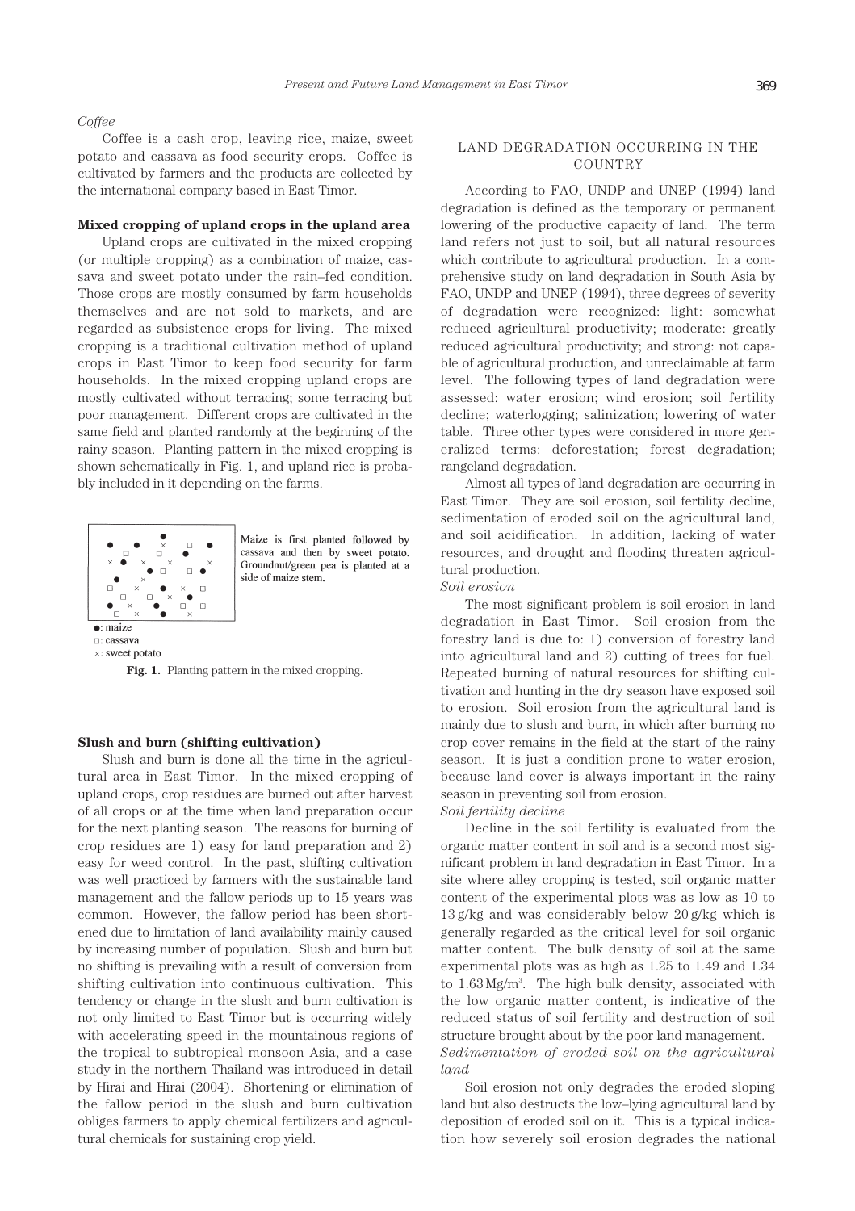*Coffee*

Coffee is a cash crop, leaving rice, maize, sweet potato and cassava as food security crops. Coffee is cultivated by farmers and the products are collected by the international company based in East Timor.

**Mixed cropping of upland crops in the upland area**

Upland crops are cultivated in the mixed cropping (or multiple cropping) as a combination of maize, cassava and sweet potato under the rain–fed condition. Those crops are mostly consumed by farm households themselves and are not sold to markets, and are regarded as subsistence crops for living. The mixed cropping is a traditional cultivation method of upland crops in East Timor to keep food security for farm households. In the mixed cropping upland crops are mostly cultivated without terracing; some terracing but poor management. Different crops are cultivated in the same field and planted randomly at the beginning of the rainy season. Planting pattern in the mixed cropping is shown schematically in Fig. 1, and upland rice is probably included in it depending on the farms.

Maize is first planted followed by cassava and then by sweet potato. Groundnut/green pea is planted at a side of maize stem.

●: maize
□: cassava
×: sweet potato

**Fig. 1.** Planting pattern in the mixed cropping.

**Slush and burn (shifting cultivation)**

Slush and burn is done all the time in the agricultural area in East Timor. In the mixed cropping of upland crops, crop residues are burned out after harvest of all crops or at the time when land preparation occur for the next planting season. The reasons for burning of crop residues are 1) easy for land preparation and 2) easy for weed control. In the past, shifting cultivation was well practiced by farmers with the sustainable land management and the fallow periods up to 15 years was common. However, the fallow period has been shortened due to limitation of land availability mainly caused by increasing number of population. Slush and burn but no shifting is prevailing with a result of conversion from shifting cultivation into continuous cultivation. This tendency or change in the slush and burn cultivation is not only limited to East Timor but is occurring widely with accelerating speed in the mountainous regions of the tropical to subtropical monsoon Asia, and a case study in the northern Thailand was introduced in detail by Hirai and Hirai (2004). Shortening or elimination of the fallow period in the slush and burn cultivation obliges farmers to apply chemical fertilizers and agricultural chemicals for sustaining crop yield.

## LAND DEGRADATION OCCURRING IN THE COUNTRY

According to FAO, UNDP and UNEP (1994) land degradation is defined as the temporary or permanent lowering of the productive capacity of land. The term land refers not just to soil, but all natural resources which contribute to agricultural production. In a comprehensive study on land degradation in South Asia by FAO, UNDP and UNEP (1994), three degrees of severity of degradation were recognized: light: somewhat reduced agricultural productivity; moderate: greatly reduced agricultural productivity; and strong: not capable of agricultural production, and unreclaimable at farm level. The following types of land degradation were assessed: water erosion; wind erosion; soil fertility decline; waterlogging; salinization; lowering of water table. Three other types were considered in more generalized terms: deforestation; forest degradation; rangeland degradation.

Almost all types of land degradation are occurring in East Timor. They are soil erosion, soil fertility decline, sedimentation of eroded soil on the agricultural land, and soil acidification. In addition, lacking of water resources, and drought and flooding threaten agricultural production.

*Soil erosion*

The most significant problem is soil erosion in land degradation in East Timor. Soil erosion from the forestry land is due to: 1) conversion of forestry land into agricultural land and 2) cutting of trees for fuel. Repeated burning of natural resources for shifting cultivation and hunting in the dry season have exposed soil to erosion. Soil erosion from the agricultural land is mainly due to slush and burn, in which after burning no crop cover remains in the field at the start of the rainy season. It is just a condition prone to water erosion, because land cover is always important in the rainy season in preventing soil from erosion.

*Soil fertility decline*

Decline in the soil fertility is evaluated from the organic matter content in soil and is a second most significant problem in land degradation in East Timor. In a site where alley cropping is tested, soil organic matter content of the experimental plots was as low as 10 to 13 g/kg and was considerably below 20 g/kg which is generally regarded as the critical level for soil organic matter content. The bulk density of soil at the same experimental plots was as high as 1.25 to 1.49 and 1.34 to 1.63 Mg/m$^3$. The high bulk density, associated with the low organic matter content, is indicative of the reduced status of soil fertility and destruction of soil structure brought about by the poor land management.

*Sedimentation of eroded soil on the agricultural land*

Soil erosion not only degrades the eroded sloping land but also destructs the low–lying agricultural land by deposition of eroded soil on it. This is a typical indication how severely soil erosion degrades the national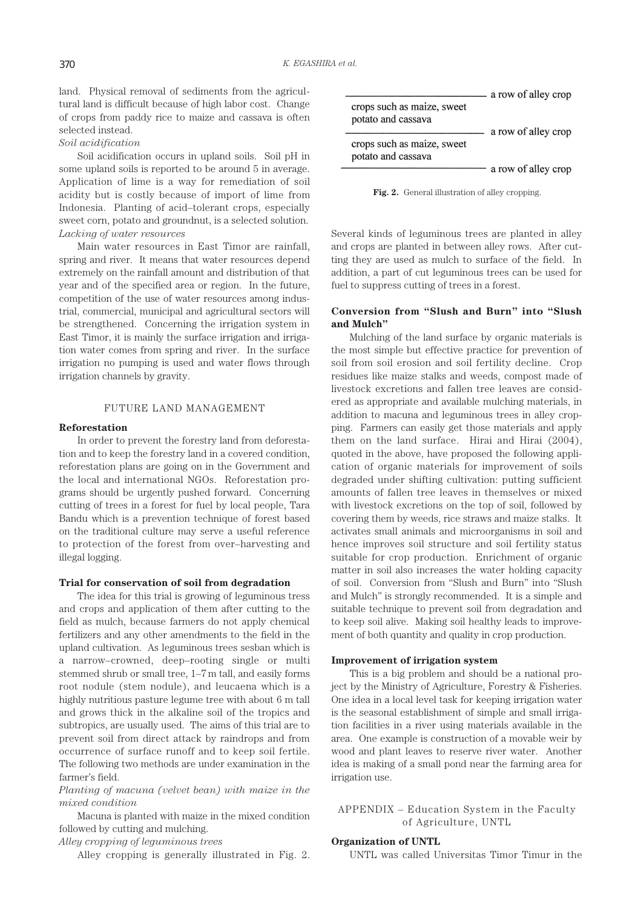land. Physical removal of sediments from the agricultural land is difficult because of high labor cost. Change of crops from paddy rice to maize and cassava is often selected instead.

*Soil acidification*

Soil acidification occurs in upland soils. Soil pH in some upland soils is reported to be around 5 in average. Application of lime is a way for remediation of soil acidity but is costly because of import of lime from Indonesia. Planting of acid–tolerant crops, especially sweet corn, potato and groundnut, is a selected solution.

*Lacking of water resources*

Main water resources in East Timor are rainfall, spring and river. It means that water resources depend extremely on the rainfall amount and distribution of that year and of the specified area or region. In the future, competition of the use of water resources among industrial, commercial, municipal and agricultural sectors will be strengthened. Concerning the irrigation system in East Timor, it is mainly the surface irrigation and irrigation water comes from spring and river. In the surface irrigation no pumping is used and water flows through irrigation channels by gravity.

## FUTURE LAND MANAGEMENT

### Reforestation

In order to prevent the forestry land from deforestation and to keep the forestry land in a covered condition, reforestation plans are going on in the Government and the local and international NGOs. Reforestation programs should be urgently pushed forward. Concerning cutting of trees in a forest for fuel by local people, Tara Bandu which is a prevention technique of forest based on the traditional culture may serve a useful reference to protection of the forest from over–harvesting and illegal logging.

### Trial for conservation of soil from degradation

The idea for this trial is growing of leguminous tress and crops and application of them after cutting to the field as mulch, because farmers do not apply chemical fertilizers and any other amendments to the field in the upland cultivation. As leguminous trees sesban which is a narrow–crowned, deep–rooting single or multi stemmed shrub or small tree, 1–7 m tall, and easily forms root nodule (stem nodule), and leucaena which is a highly nutritious pasture legume tree with about 6 m tall and grows thick in the alkaline soil of the tropics and subtropics, are usually used. The aims of this trial are to prevent soil from direct attack by raindrops and from occurrence of surface runoff and to keep soil fertile. The following two methods are under examination in the farmer's field.

*Planting of macuna (velvet bean) with maize in the mixed condition*

Macuna is planted with maize in the mixed condition followed by cutting and mulching.

*Alley cropping of leguminous trees*

Alley cropping is generally illustrated in Fig. 2.

```
________________________ a row of alley crop
crops such as maize, sweet
potato and cassava
________________________ a row of alley crop
crops such as maize, sweet
potato and cassava
________________________ a row of alley crop
```

**Fig. 2.** General illustration of alley cropping.

Several kinds of leguminous trees are planted in alley and crops are planted in between alley rows. After cutting they are used as mulch to surface of the field. In addition, a part of cut leguminous trees can be used for fuel to suppress cutting of trees in a forest.

### Conversion from "Slush and Burn" into "Slush and Mulch"

Mulching of the land surface by organic materials is the most simple but effective practice for prevention of soil from soil erosion and soil fertility decline. Crop residues like maize stalks and weeds, compost made of livestock excretions and fallen tree leaves are considered as appropriate and available mulching materials, in addition to macuna and leguminous trees in alley cropping. Farmers can easily get those materials and apply them on the land surface. Hirai and Hirai (2004), quoted in the above, have proposed the following application of organic materials for improvement of soils degraded under shifting cultivation: putting sufficient amounts of fallen tree leaves in themselves or mixed with livestock excretions on the top of soil, followed by covering them by weeds, rice straws and maize stalks. It activates small animals and microorganisms in soil and hence improves soil structure and soil fertility status suitable for crop production. Enrichment of organic matter in soil also increases the water holding capacity of soil. Conversion from "Slush and Burn" into "Slush and Mulch" is strongly recommended. It is a simple and suitable technique to prevent soil from degradation and to keep soil alive. Making soil healthy leads to improvement of both quantity and quality in crop production.

### Improvement of irrigation system

This is a big problem and should be a national project by the Ministry of Agriculture, Forestry & Fisheries. One idea in a local level task for keeping irrigation water is the seasonal establishment of simple and small irrigation facilities in a river using materials available in the area. One example is construction of a movable weir by wood and plant leaves to reserve river water. Another idea is making of a small pond near the farming area for irrigation use.

## APPENDIX – Education System in the Faculty of Agriculture, UNTL

### Organization of UNTL

UNTL was called Universitas Timor Timur in the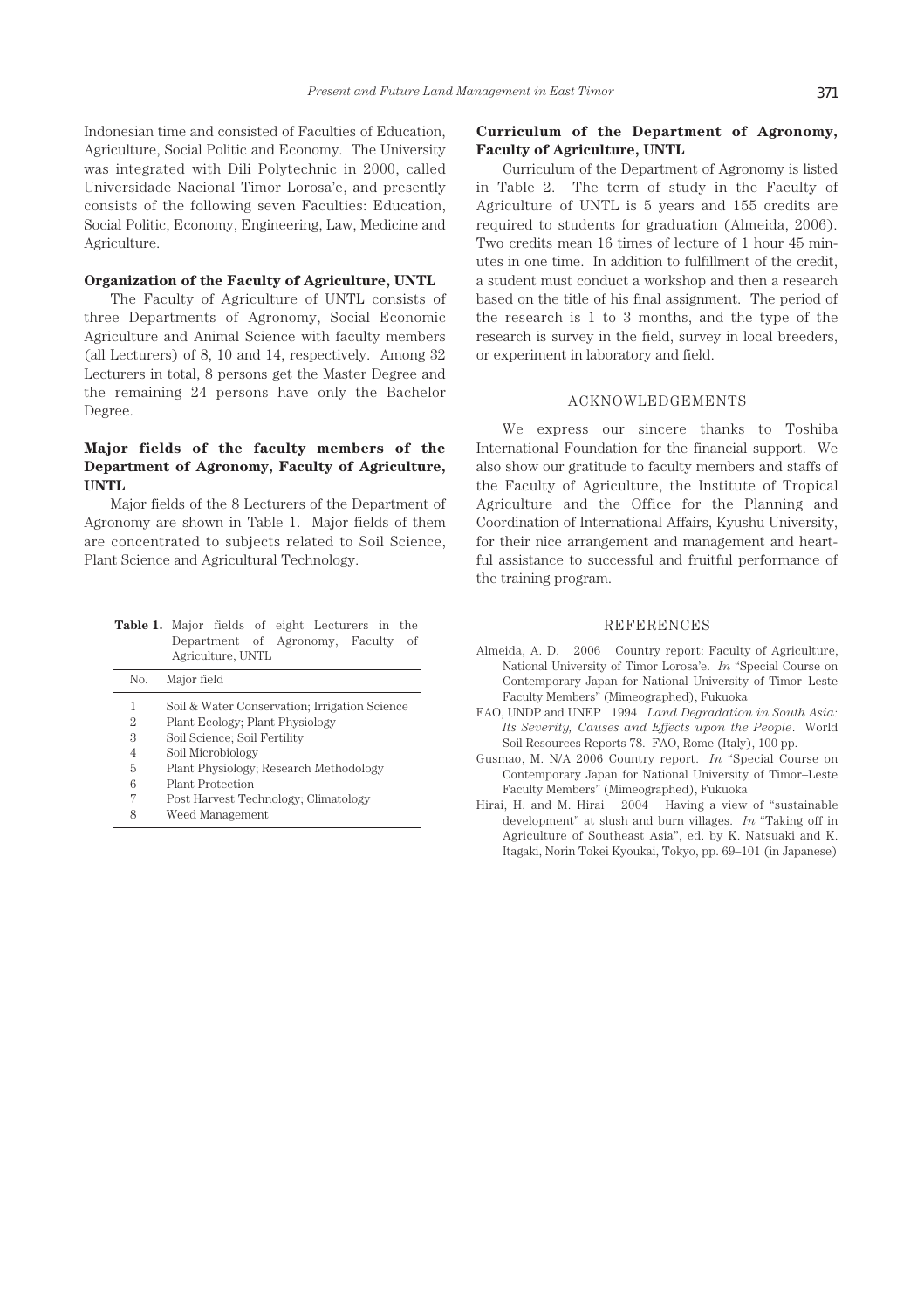Indonesian time and consisted of Faculties of Education, Agriculture, Social Politic and Economy. The University was integrated with Dili Polytechnic in 2000, called Universidade Nacional Timor Lorosa'e, and presently consists of the following seven Faculties: Education, Social Politic, Economy, Engineering, Law, Medicine and Agriculture.

### Organization of the Faculty of Agriculture, UNTL

The Faculty of Agriculture of UNTL consists of three Departments of Agronomy, Social Economic Agriculture and Animal Science with faculty members (all Lecturers) of 8, 10 and 14, respectively. Among 32 Lecturers in total, 8 persons get the Master Degree and the remaining 24 persons have only the Bachelor Degree.

### Major fields of the faculty members of the Department of Agronomy, Faculty of Agriculture, UNTL

Major fields of the 8 Lecturers of the Department of Agronomy are shown in Table 1. Major fields of them are concentrated to subjects related to Soil Science, Plant Science and Agricultural Technology.

**Table 1.** Major fields of eight Lecturers in the Department of Agronomy, Faculty of Agriculture, UNTL

| No. | Major field |
|---|---|
| 1 | Soil & Water Conservation; Irrigation Science |
| 2 | Plant Ecology; Plant Physiology |
| 3 | Soil Science; Soil Fertility |
| 4 | Soil Microbiology |
| 5 | Plant Physiology; Research Methodology |
| 6 | Plant Protection |
| 7 | Post Harvest Technology; Climatology |
| 8 | Weed Management |

### Curriculum of the Department of Agronomy, Faculty of Agriculture, UNTL

Curriculum of the Department of Agronomy is listed in Table 2. The term of study in the Faculty of Agriculture of UNTL is 5 years and 155 credits are required to students for graduation (Almeida, 2006). Two credits mean 16 times of lecture of 1 hour 45 minutes in one time. In addition to fulfillment of the credit, a student must conduct a workshop and then a research based on the title of his final assignment. The period of the research is 1 to 3 months, and the type of the research is survey in the field, survey in local breeders, or experiment in laboratory and field.

## ACKNOWLEDGEMENTS

We express our sincere thanks to Toshiba International Foundation for the financial support. We also show our gratitude to faculty members and staffs of the Faculty of Agriculture, the Institute of Tropical Agriculture and the Office for the Planning and Coordination of International Affairs, Kyushu University, for their nice arrangement and management and heartful assistance to successful and fruitful performance of the training program.

## REFERENCES

Almeida, A. D. 2006 Country report: Faculty of Agriculture, National University of Timor Lorosa'e. *In* "Special Course on Contemporary Japan for National University of Timor–Leste Faculty Members" (Mimeographed), Fukuoka

FAO, UNDP and UNEP 1994 *Land Degradation in South Asia: Its Severity, Causes and Effects upon the People*. World Soil Resources Reports 78. FAO, Rome (Italy), 100 pp.

Gusmao, M. N/A 2006 Country report. *In* "Special Course on Contemporary Japan for National University of Timor–Leste Faculty Members" (Mimeographed), Fukuoka

Hirai, H. and M. Hirai 2004 Having a view of "sustainable development" at slush and burn villages. *In* "Taking off in Agriculture of Southeast Asia", ed. by K. Natsuaki and K. Itagaki, Norin Tokei Kyoukai, Tokyo, pp. 69–101 (in Japanese)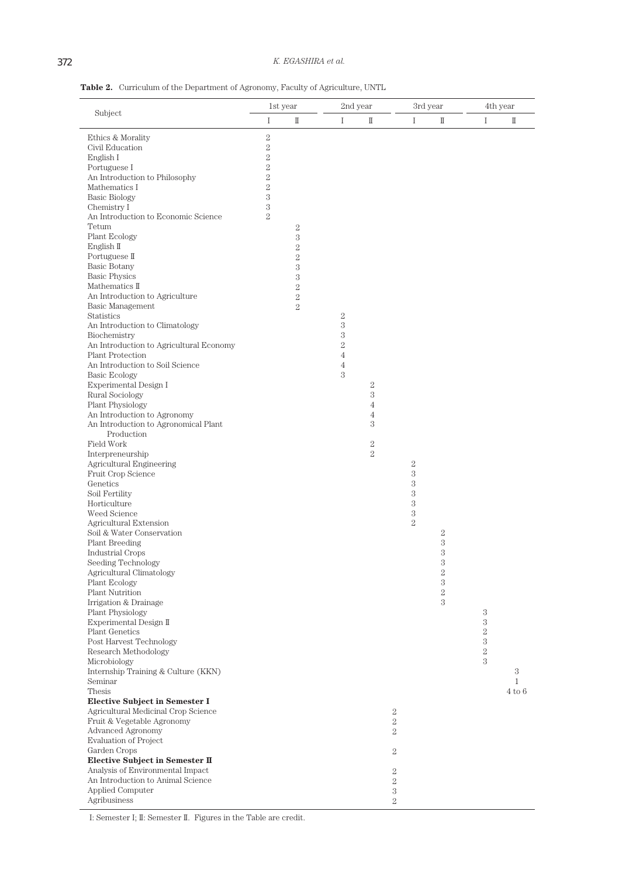**Table 2.** Curriculum of the Department of Agronomy, Faculty of Agriculture, UNTL

| Subject | 1st year | | 2nd year | | 3rd year | | 4th year | |
|---|---|---|---|---|---|---|---|---|
| | I | II | I | II | I | II | I | II |
| Ethics & Morality | 2 | | | | | | | |
| Civil Education | 2 | | | | | | | |
| English I | 2 | | | | | | | |
| Portuguese I | 2 | | | | | | | |
| An Introduction to Philosophy | 2 | | | | | | | |
| Mathematics I | 2 | | | | | | | |
| Basic Biology | 3 | | | | | | | |
| Chemistry I | 3 | | | | | | | |
| An Introduction to Economic Science | 2 | | | | | | | |
| Tetum | | 2 | | | | | | |
| Plant Ecology | | 3 | | | | | | |
| English II | | 2 | | | | | | |
| Portuguese II | | 2 | | | | | | |
| Basic Botany | | 3 | | | | | | |
| Basic Physics | | 3 | | | | | | |
| Mathematics II | | 2 | | | | | | |
| An Introduction to Agriculture | | 2 | | | | | | |
| Basic Management | | 2 | | | | | | |
| Statistics | | | 2 | | | | | |
| An Introduction to Climatology | | | 3 | | | | | |
| Biochemistry | | | 3 | | | | | |
| An Introduction to Agricultural Economy | | | 2 | | | | | |
| Plant Protection | | | 4 | | | | | |
| An Introduction to Soil Science | | | 4 | | | | | |
| Basic Ecology | | | 3 | | | | | |
| Experimental Design I | | | | 2 | | | | |
| Rural Sociology | | | | 3 | | | | |
| Plant Physiology | | | | 4 | | | | |
| An Introduction to Agronomy | | | | 4 | | | | |
| An Introduction to Agronomical Plant Production | | | | 3 | | | | |
| Field Work | | | | 2 | | | | |
| Interpreneurship | | | | 2 | | | | |
| Agricultural Engineering | | | | | 2 | | | |
| Fruit Crop Science | | | | | 3 | | | |
| Genetics | | | | | 3 | | | |
| Soil Fertility | | | | | 3 | | | |
| Horticulture | | | | | 3 | | | |
| Weed Science | | | | | 3 | | | |
| Agricultural Extension | | | | | 2 | | | |
| Soil & Water Conservation | | | | | | 2 | | |
| Plant Breeding | | | | | | 3 | | |
| Industrial Crops | | | | | | 3 | | |
| Seeding Technology | | | | | | 3 | | |
| Agricultural Climatology | | | | | | 2 | | |
| Plant Ecology | | | | | | 3 | | |
| Plant Nutrition | | | | | | 2 | | |
| Irrigation & Drainage | | | | | | 3 | | |
| Plant Physiology | | | | | | | 3 | |
| Experimental Design II | | | | | | | 3 | |
| Plant Genetics | | | | | | | 2 | |
| Post Harvest Technology | | | | | | | 3 | |
| Research Methodology | | | | | | | 2 | |
| Microbiology | | | | | | | 3 | |
| Internship Training & Culture (KKN) | | | | | | | | 3 |
| Seminar | | | | | | | | 1 |
| Thesis | | | | | | | | 4 to 6 |
| **Elective Subject in Semester I** | | | | | | | | |
| Agricultural Medicinal Crop Science | | | | | 2 | | | |
| Fruit & Vegetable Agronomy | | | | | 2 | | | |
| Advanced Agronomy | | | | | 2 | | | |
| Evaluation of Project | | | | | | | | |
| Garden Crops | | | | | 2 | | | |
| **Elective Subject in Semester II** | | | | | | | | |
| Analysis of Environmental Impact | | | | | 2 | | | |
| An Introduction to Animal Science | | | | | 2 | | | |
| Applied Computer | | | | | 3 | | | |
| Agribusiness | | | | | 2 | | | |

I: Semester I; II: Semester II. Figures in the Table are credit.